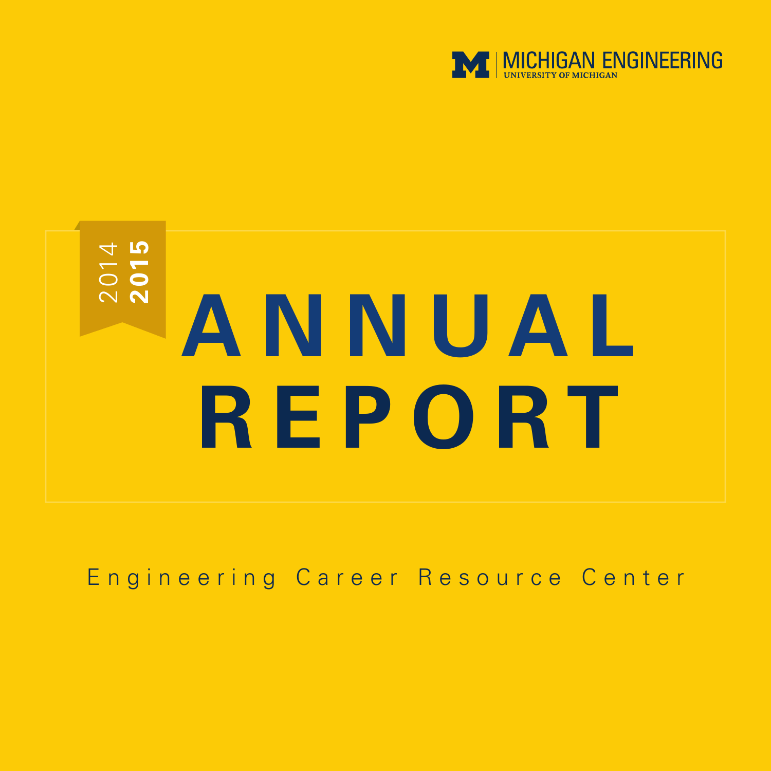MICHIGAN ENGINEERING
UNIVERSITY OF MICHIGAN

2014 **2015**

# ANNUAL REPORT

Engineering Career Resource Center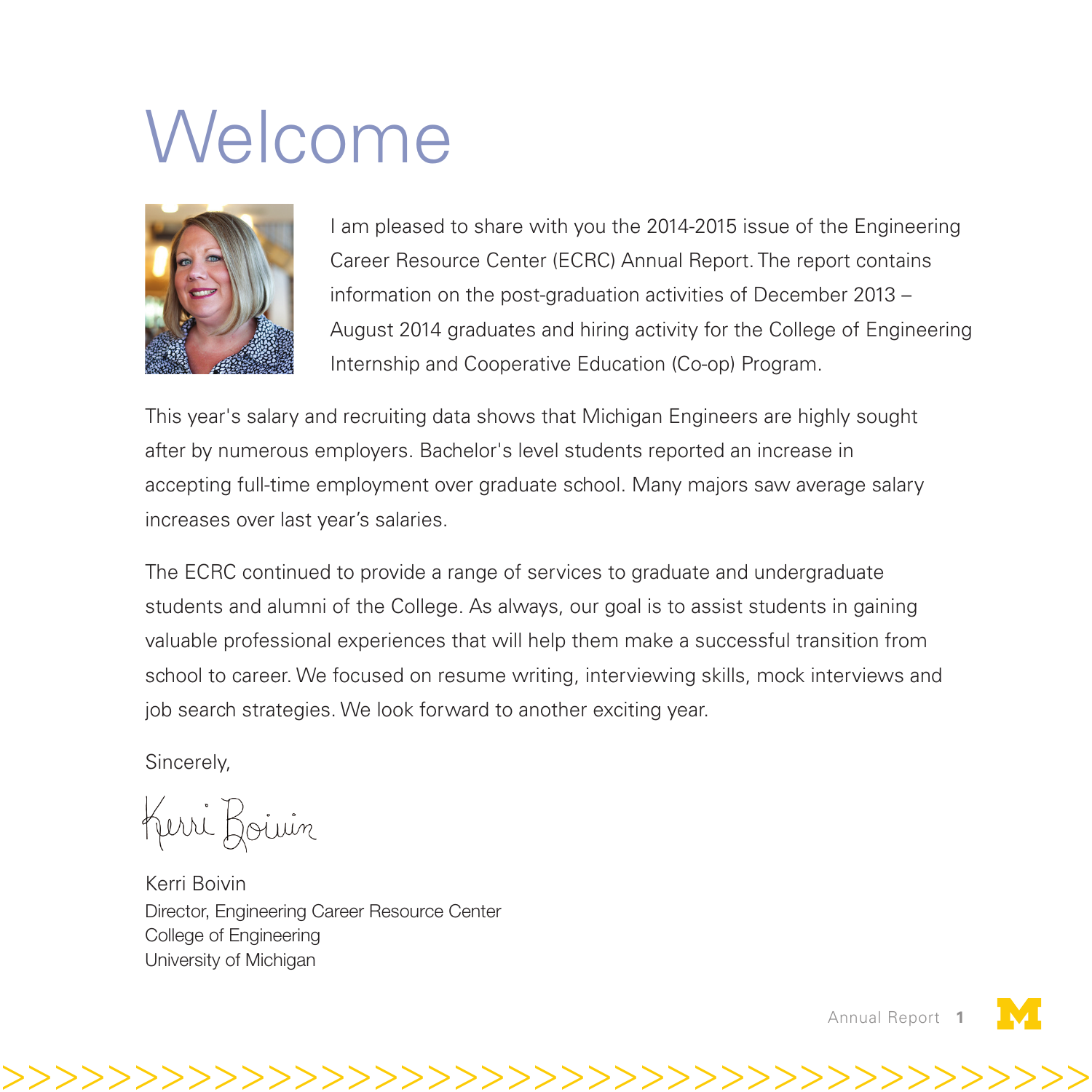# Welcome

I am pleased to share with you the 2014-2015 issue of the Engineering Career Resource Center (ECRC) Annual Report. The report contains information on the post-graduation activities of December 2013 – August 2014 graduates and hiring activity for the College of Engineering Internship and Cooperative Education (Co-op) Program.

This year's salary and recruiting data shows that Michigan Engineers are highly sought after by numerous employers. Bachelor's level students reported an increase in accepting full-time employment over graduate school. Many majors saw average salary increases over last year's salaries.

The ECRC continued to provide a range of services to graduate and undergraduate students and alumni of the College. As always, our goal is to assist students in gaining valuable professional experiences that will help them make a successful transition from school to career. We focused on resume writing, interviewing skills, mock interviews and job search strategies. We look forward to another exciting year.

Sincerely,

Kerri Boivin

Kerri Boivin
Director, Engineering Career Resource Center
College of Engineering
University of Michigan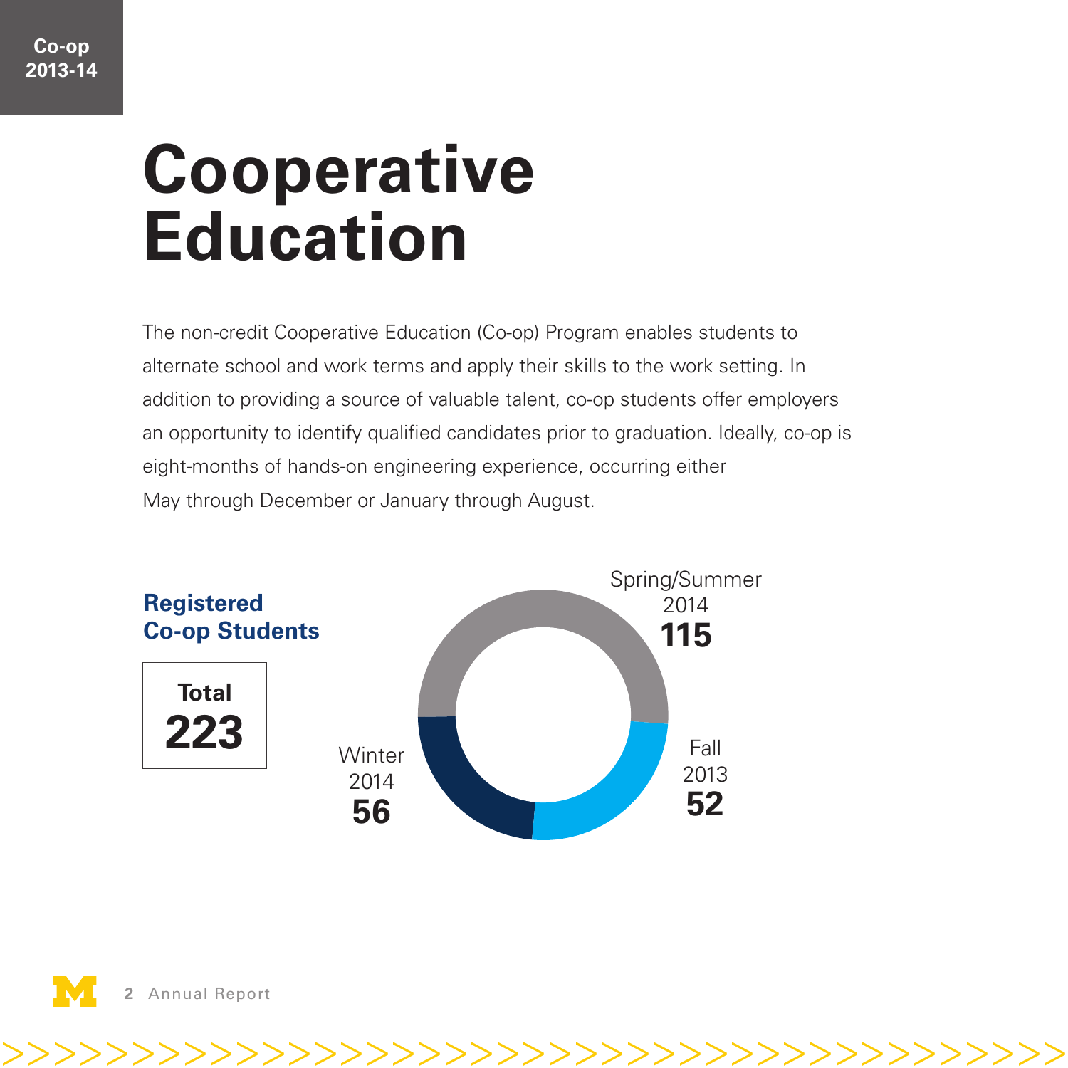Co-op 2013-14

# Cooperative Education

The non-credit Cooperative Education (Co-op) Program enables students to alternate school and work terms and apply their skills to the work setting. In addition to providing a source of valuable talent, co-op students offer employers an opportunity to identify qualified candidates prior to graduation. Ideally, co-op is eight-months of hands-on engineering experience, occurring either May through December or January through August.

## Registered Co-op Students

**Total 223**

Spring/Summer 2014 **115**

Fall 2013 **52**

Winter 2014 **56**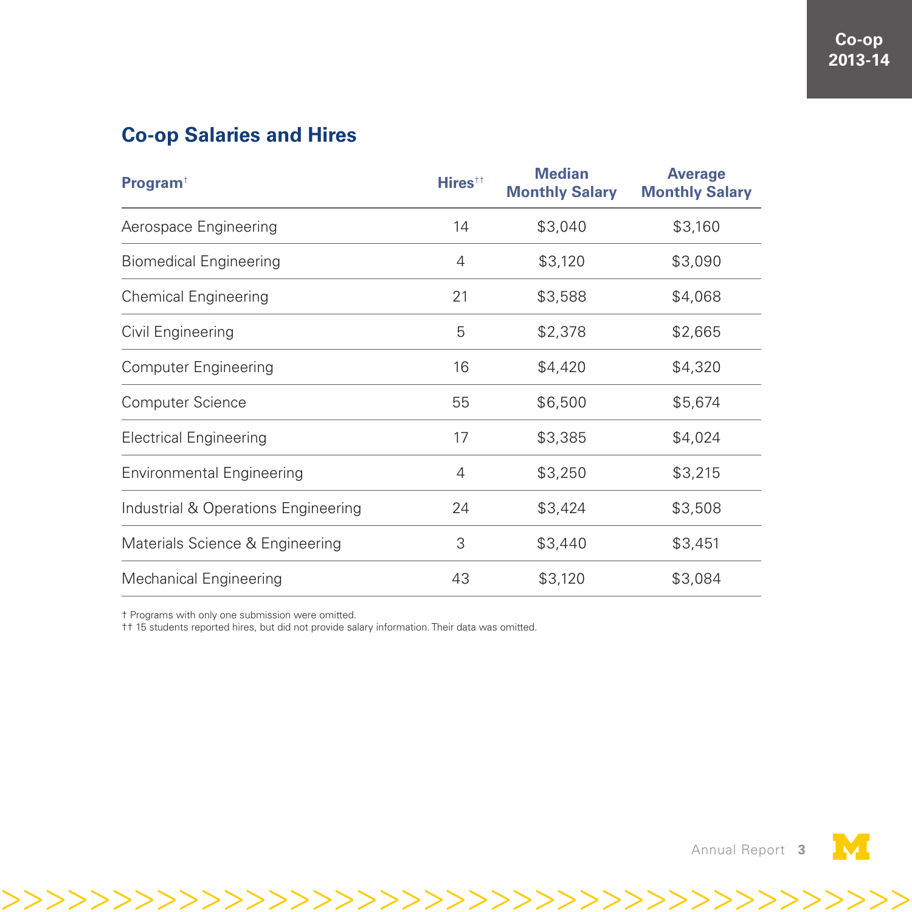## Co-op Salaries and Hires

| Program† | Hires†† | Median Monthly Salary | Average Monthly Salary |
|---|---|---|---|
| Aerospace Engineering | 14 | $3,040 | $3,160 |
| Biomedical Engineering | 4 | $3,120 | $3,090 |
| Chemical Engineering | 21 | $3,588 | $4,068 |
| Civil Engineering | 5 | $2,378 | $2,665 |
| Computer Engineering | 16 | $4,420 | $4,320 |
| Computer Science | 55 | $6,500 | $5,674 |
| Electrical Engineering | 17 | $3,385 | $4,024 |
| Environmental Engineering | 4 | $3,250 | $3,215 |
| Industrial & Operations Engineering | 24 | $3,424 | $3,508 |
| Materials Science & Engineering | 3 | $3,440 | $3,451 |
| Mechanical Engineering | 43 | $3,120 | $3,084 |

† Programs with only one submission were omitted.
†† 15 students reported hires, but did not provide salary information. Their data was omitted.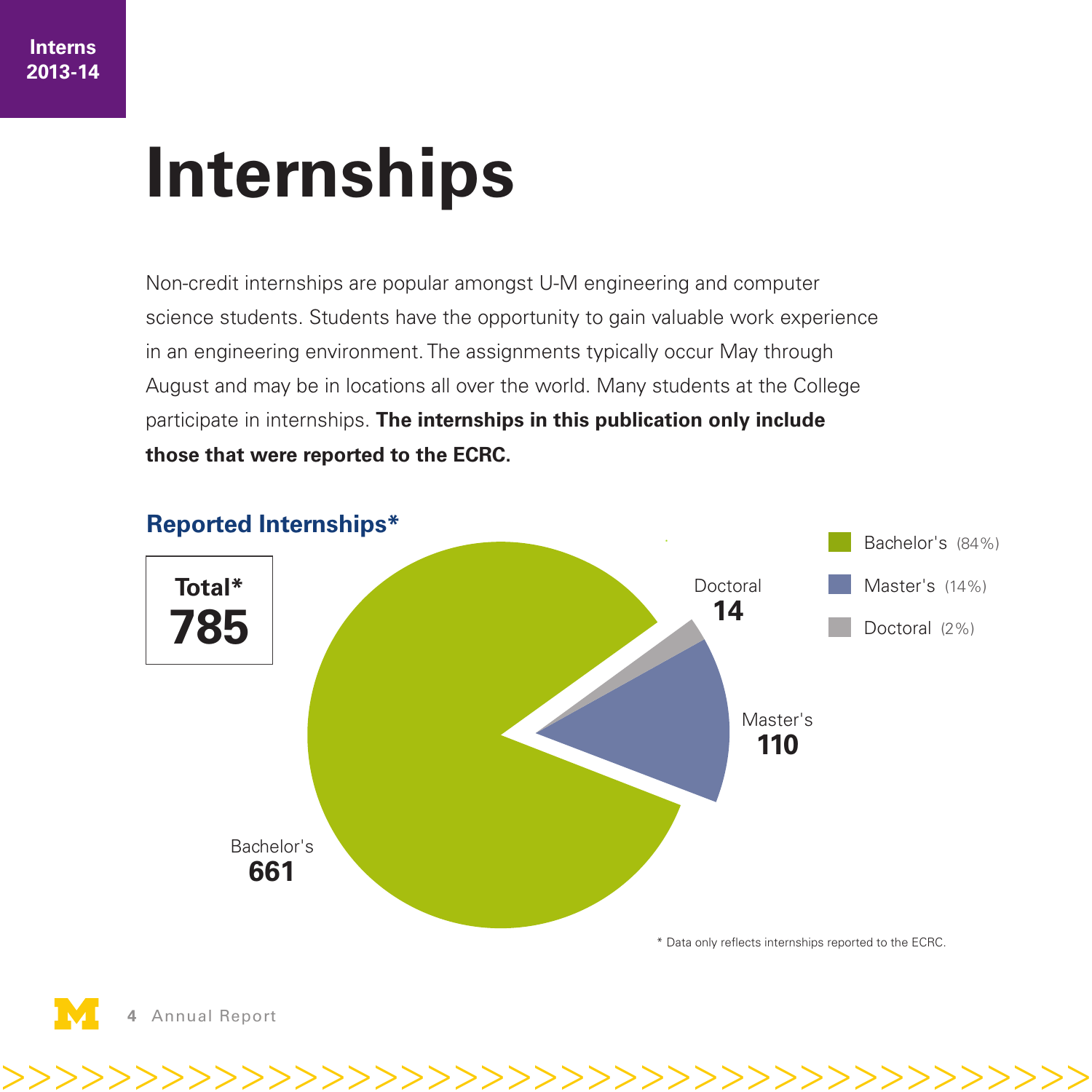Interns 2013-14

# Internships

Non-credit internships are popular amongst U-M engineering and computer science students. Students have the opportunity to gain valuable work experience in an engineering environment. The assignments typically occur May through August and may be in locations all over the world. Many students at the College participate in internships. **The internships in this publication only include those that were reported to the ECRC.**

## Reported Internships*

**Total* 785**

| Degree | Count | Percent |
|---|---|---|
| Bachelor's | 661 | 84% |
| Master's | 110 | 14% |
| Doctoral | 14 | 2% |

\* Data only reflects internships reported to the ECRC.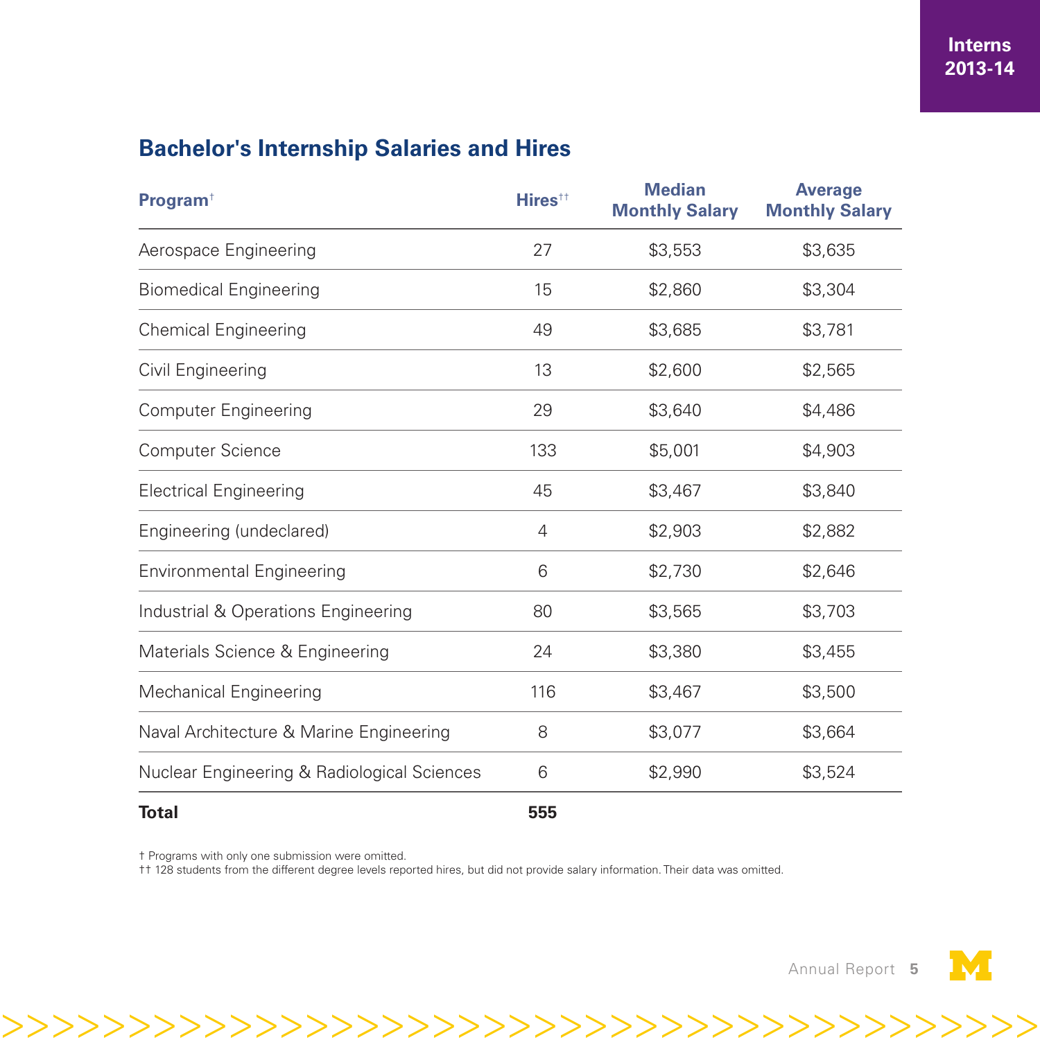Interns 2013-14

## Bachelor's Internship Salaries and Hires

| Program† | Hires†† | Median Monthly Salary | Average Monthly Salary |
|---|---|---|---|
| Aerospace Engineering | 27 | $3,553 | $3,635 |
| Biomedical Engineering | 15 | $2,860 | $3,304 |
| Chemical Engineering | 49 | $3,685 | $3,781 |
| Civil Engineering | 13 | $2,600 | $2,565 |
| Computer Engineering | 29 | $3,640 | $4,486 |
| Computer Science | 133 | $5,001 | $4,903 |
| Electrical Engineering | 45 | $3,467 | $3,840 |
| Engineering (undeclared) | 4 | $2,903 | $2,882 |
| Environmental Engineering | 6 | $2,730 | $2,646 |
| Industrial & Operations Engineering | 80 | $3,565 | $3,703 |
| Materials Science & Engineering | 24 | $3,380 | $3,455 |
| Mechanical Engineering | 116 | $3,467 | $3,500 |
| Naval Architecture & Marine Engineering | 8 | $3,077 | $3,664 |
| Nuclear Engineering & Radiological Sciences | 6 | $2,990 | $3,524 |
| **Total** | **555** | | |

† Programs with only one submission were omitted.
†† 128 students from the different degree levels reported hires, but did not provide salary information. Their data was omitted.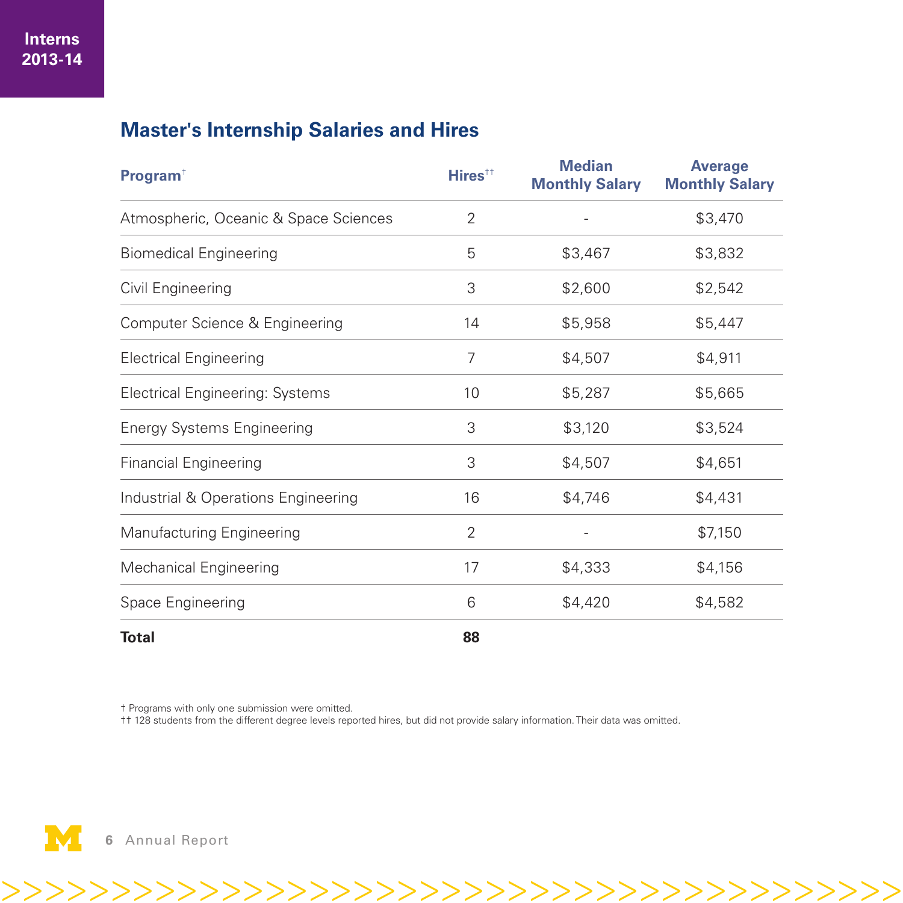**Interns 2013-14**

## Master's Internship Salaries and Hires

| Program† | Hires†† | Median Monthly Salary | Average Monthly Salary |
|---|---|---|---|
| Atmospheric, Oceanic & Space Sciences | 2 | - | $3,470 |
| Biomedical Engineering | 5 | $3,467 | $3,832 |
| Civil Engineering | 3 | $2,600 | $2,542 |
| Computer Science & Engineering | 14 | $5,958 | $5,447 |
| Electrical Engineering | 7 | $4,507 | $4,911 |
| Electrical Engineering: Systems | 10 | $5,287 | $5,665 |
| Energy Systems Engineering | 3 | $3,120 | $3,524 |
| Financial Engineering | 3 | $4,507 | $4,651 |
| Industrial & Operations Engineering | 16 | $4,746 | $4,431 |
| Manufacturing Engineering | 2 | - | $7,150 |
| Mechanical Engineering | 17 | $4,333 | $4,156 |
| Space Engineering | 6 | $4,420 | $4,582 |
| **Total** | **88** | | |

† Programs with only one submission were omitted.
†† 128 students from the different degree levels reported hires, but did not provide salary information. Their data was omitted.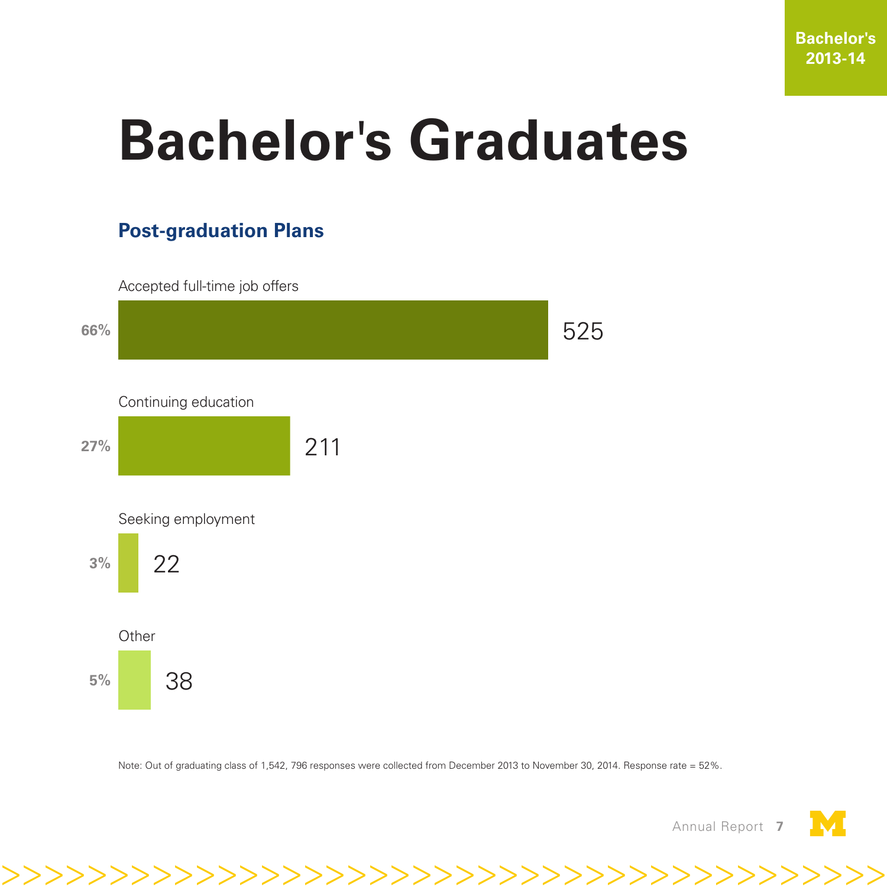Bachelor's
2013-14

# Bachelor's Graduates

## Post-graduation Plans

| Plan | Percent | Count |
|---|---|---|
| Accepted full-time job offers | 66% | 525 |
| Continuing education | 27% | 211 |
| Seeking employment | 3% | 22 |
| Other | 5% | 38 |

Note: Out of graduating class of 1,542, 796 responses were collected from December 2013 to November 30, 2014. Response rate = 52%.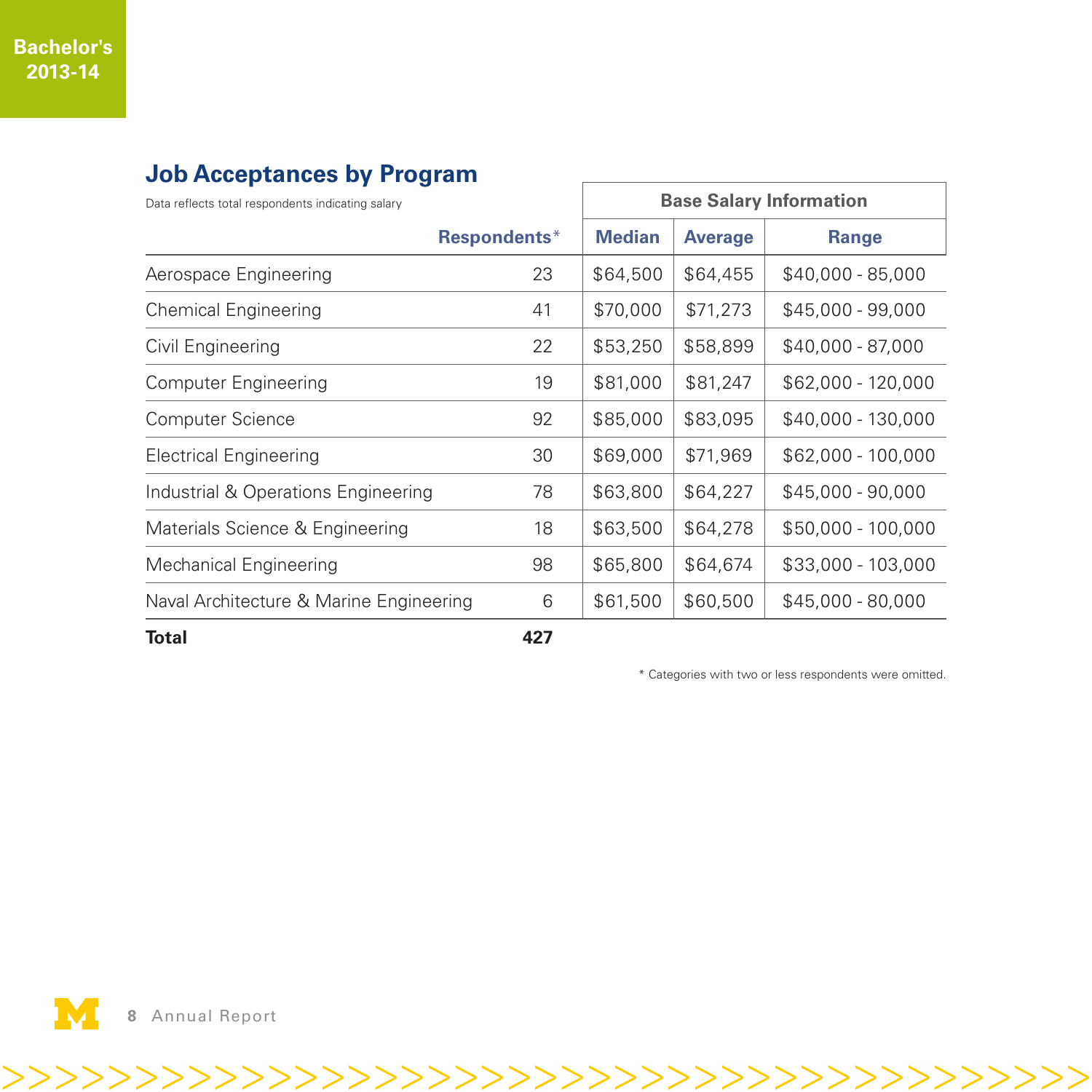Bachelor's 2013-14

## Job Acceptances by Program

Data reflects total respondents indicating salary

| | Respondents* | Base Salary Information | | |
|---|---|---|---|---|
| | | Median | Average | Range |
| Aerospace Engineering | 23 | $64,500 | $64,455 | $40,000 - 85,000 |
| Chemical Engineering | 41 | $70,000 | $71,273 | $45,000 - 99,000 |
| Civil Engineering | 22 | $53,250 | $58,899 | $40,000 - 87,000 |
| Computer Engineering | 19 | $81,000 | $81,247 | $62,000 - 120,000 |
| Computer Science | 92 | $85,000 | $83,095 | $40,000 - 130,000 |
| Electrical Engineering | 30 | $69,000 | $71,969 | $62,000 - 100,000 |
| Industrial & Operations Engineering | 78 | $63,800 | $64,227 | $45,000 - 90,000 |
| Materials Science & Engineering | 18 | $63,500 | $64,278 | $50,000 - 100,000 |
| Mechanical Engineering | 98 | $65,800 | $64,674 | $33,000 - 103,000 |
| Naval Architecture & Marine Engineering | 6 | $61,500 | $60,500 | $45,000 - 80,000 |
| **Total** | **427** | | | |

* Categories with two or less respondents were omitted.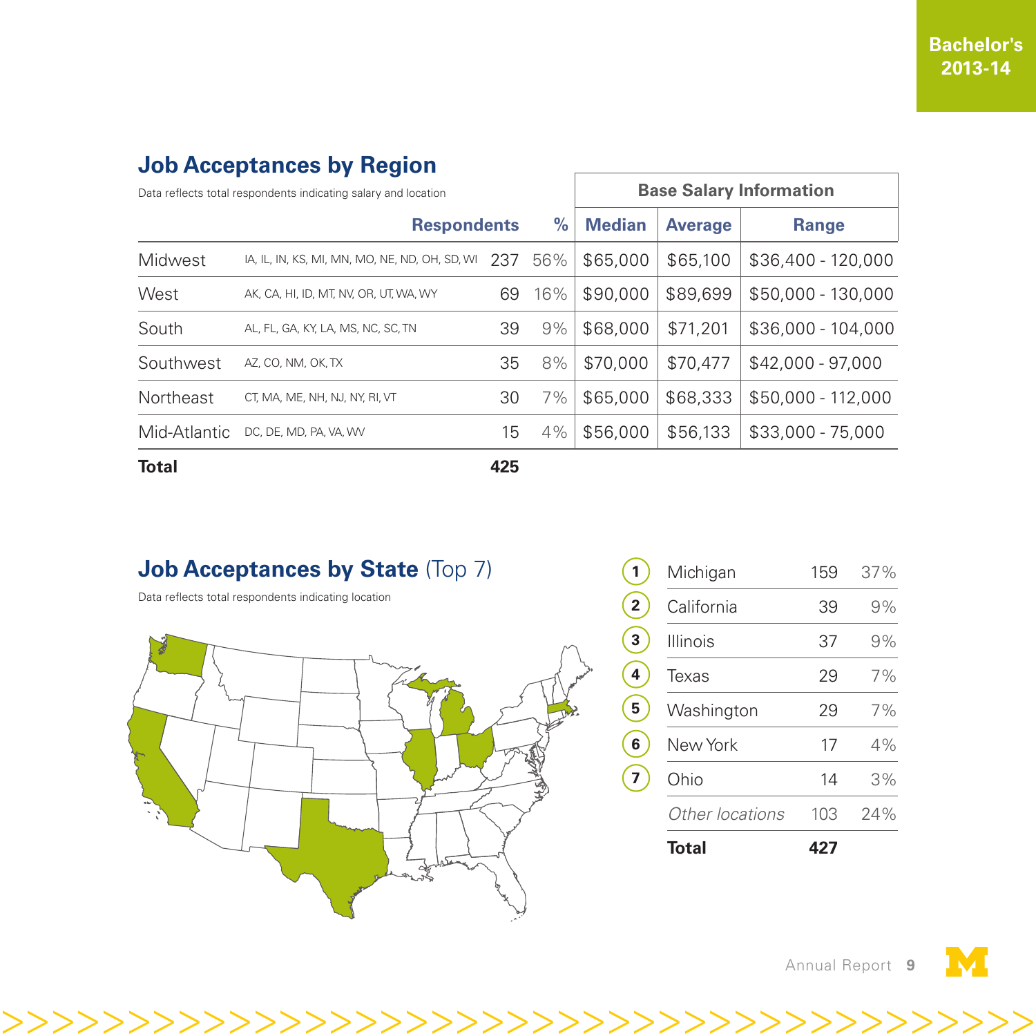Bachelor's 2013-14

## Job Acceptances by Region

Data reflects total respondents indicating salary and location

| | | Respondents | % | Base Salary Information | | |
|---|---|---|---|---|---|---|
| | | | | Median | Average | Range |
| Midwest | IA, IL, IN, KS, MI, MN, MO, NE, ND, OH, SD, WI | 237 | 56% | $65,000 | $65,100 | $36,400 - 120,000 |
| West | AK, CA, HI, ID, MT, NV, OR, UT, WA, WY | 69 | 16% | $90,000 | $89,699 | $50,000 - 130,000 |
| South | AL, FL, GA, KY, LA, MS, NC, SC, TN | 39 | 9% | $68,000 | $71,201 | $36,000 - 104,000 |
| Southwest | AZ, CO, NM, OK, TX | 35 | 8% | $70,000 | $70,477 | $42,000 - 97,000 |
| Northeast | CT, MA, ME, NH, NJ, NY, RI, VT | 30 | 7% | $65,000 | $68,333 | $50,000 - 112,000 |
| Mid-Atlantic | DC, DE, MD, PA, VA, WV | 15 | 4% | $56,000 | $56,133 | $33,000 - 75,000 |
| **Total** | | **425** | | | | |

## Job Acceptances by State (Top 7)

Data reflects total respondents indicating location

| | State | Count | % |
|---|---|---|---|
| 1 | Michigan | 159 | 37% |
| 2 | California | 39 | 9% |
| 3 | Illinois | 37 | 9% |
| 4 | Texas | 29 | 7% |
| 5 | Washington | 29 | 7% |
| 6 | New York | 17 | 4% |
| 7 | Ohio | 14 | 3% |
| | *Other locations* | 103 | 24% |
| | **Total** | **427** | |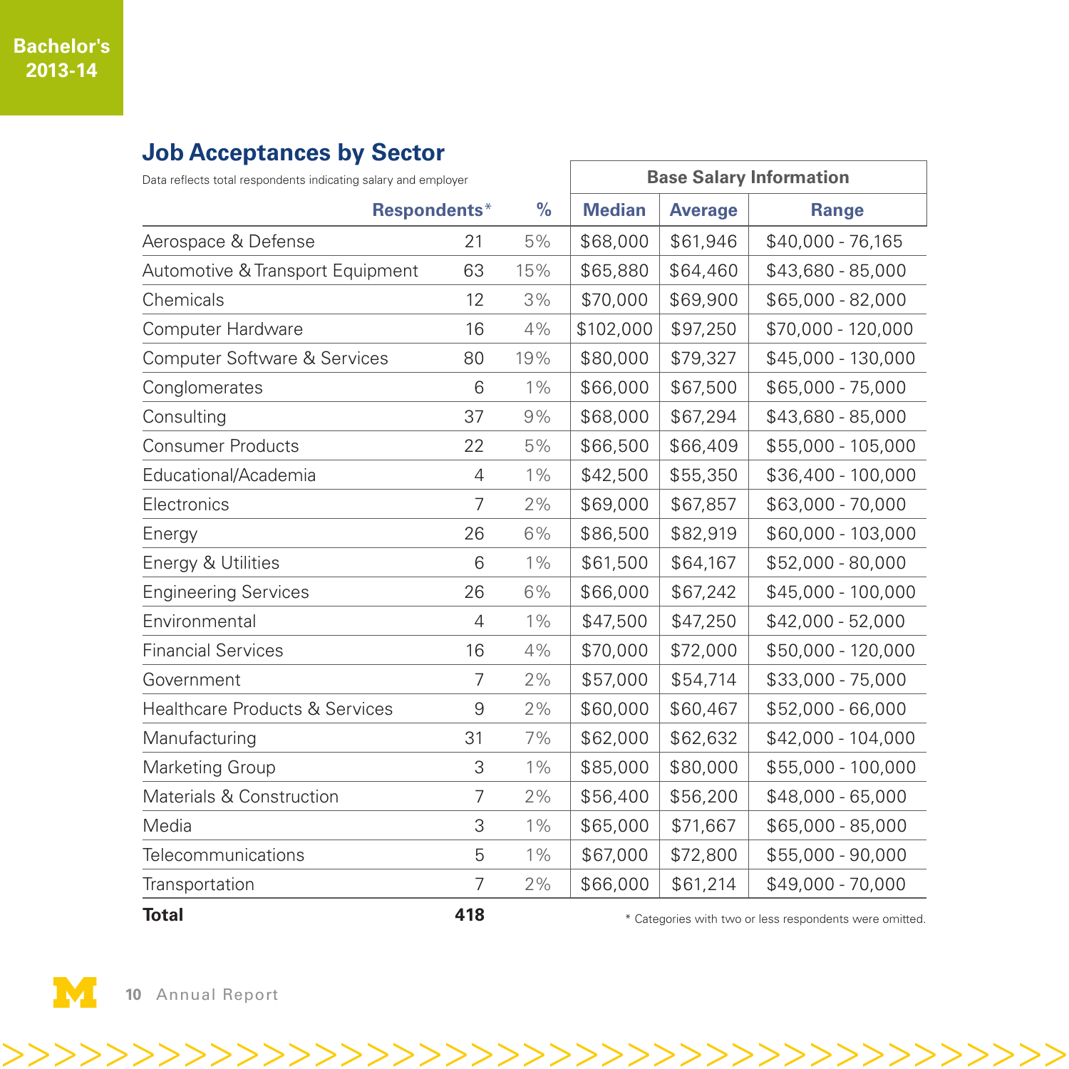Bachelor's 2013-14

## Job Acceptances by Sector

Data reflects total respondents indicating salary and employer

| | | | Base Salary Information | | |
|---|---|---|---|---|---|
| | Respondents* | % | Median | Average | Range |
| Aerospace & Defense | 21 | 5% | $68,000 | $61,946 | $40,000 - 76,165 |
| Automotive & Transport Equipment | 63 | 15% | $65,880 | $64,460 | $43,680 - 85,000 |
| Chemicals | 12 | 3% | $70,000 | $69,900 | $65,000 - 82,000 |
| Computer Hardware | 16 | 4% | $102,000 | $97,250 | $70,000 - 120,000 |
| Computer Software & Services | 80 | 19% | $80,000 | $79,327 | $45,000 - 130,000 |
| Conglomerates | 6 | 1% | $66,000 | $67,500 | $65,000 - 75,000 |
| Consulting | 37 | 9% | $68,000 | $67,294 | $43,680 - 85,000 |
| Consumer Products | 22 | 5% | $66,500 | $66,409 | $55,000 - 105,000 |
| Educational/Academia | 4 | 1% | $42,500 | $55,350 | $36,400 - 100,000 |
| Electronics | 7 | 2% | $69,000 | $67,857 | $63,000 - 70,000 |
| Energy | 26 | 6% | $86,500 | $82,919 | $60,000 - 103,000 |
| Energy & Utilities | 6 | 1% | $61,500 | $64,167 | $52,000 - 80,000 |
| Engineering Services | 26 | 6% | $66,000 | $67,242 | $45,000 - 100,000 |
| Environmental | 4 | 1% | $47,500 | $47,250 | $42,000 - 52,000 |
| Financial Services | 16 | 4% | $70,000 | $72,000 | $50,000 - 120,000 |
| Government | 7 | 2% | $57,000 | $54,714 | $33,000 - 75,000 |
| Healthcare Products & Services | 9 | 2% | $60,000 | $60,467 | $52,000 - 66,000 |
| Manufacturing | 31 | 7% | $62,000 | $62,632 | $42,000 - 104,000 |
| Marketing Group | 3 | 1% | $85,000 | $80,000 | $55,000 - 100,000 |
| Materials & Construction | 7 | 2% | $56,400 | $56,200 | $48,000 - 65,000 |
| Media | 3 | 1% | $65,000 | $71,667 | $65,000 - 85,000 |
| Telecommunications | 5 | 1% | $67,000 | $72,800 | $55,000 - 90,000 |
| Transportation | 7 | 2% | $66,000 | $61,214 | $49,000 - 70,000 |
| **Total** | **418** | | | | |

* Categories with two or less respondents were omitted.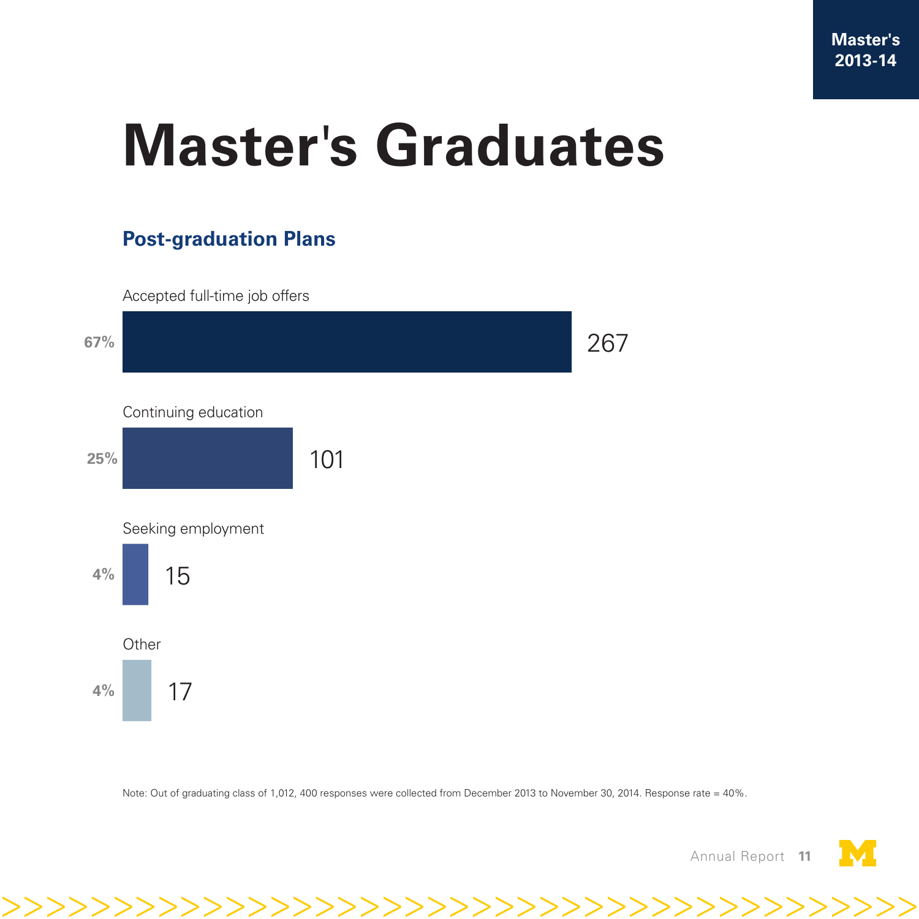Master's 2013-14

# Master's Graduates

## Post-graduation Plans

| Plan | Percent | Count |
|---|---|---|
| Accepted full-time job offers | 67% | 267 |
| Continuing education | 25% | 101 |
| Seeking employment | 4% | 15 |
| Other | 4% | 17 |

Note: Out of graduating class of 1,012, 400 responses were collected from December 2013 to November 30, 2014. Response rate = 40%.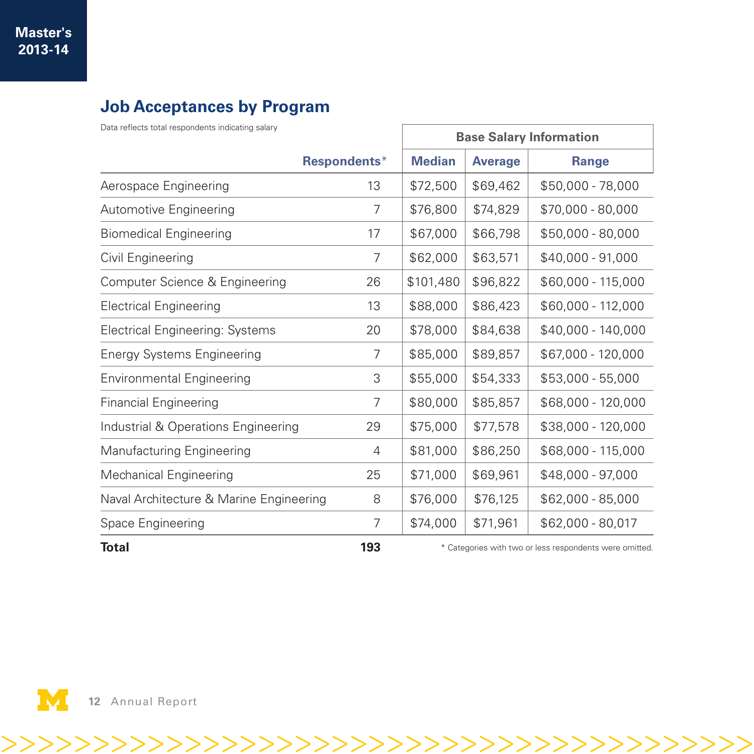Master's 2013-14

## Job Acceptances by Program

Data reflects total respondents indicating salary

| | Respondents* | Base Salary Information | | |
|---|---|---|---|---|
| | | Median | Average | Range |
| Aerospace Engineering | 13 | $72,500 | $69,462 | $50,000 - 78,000 |
| Automotive Engineering | 7 | $76,800 | $74,829 | $70,000 - 80,000 |
| Biomedical Engineering | 17 | $67,000 | $66,798 | $50,000 - 80,000 |
| Civil Engineering | 7 | $62,000 | $63,571 | $40,000 - 91,000 |
| Computer Science & Engineering | 26 | $101,480 | $96,822 | $60,000 - 115,000 |
| Electrical Engineering | 13 | $88,000 | $86,423 | $60,000 - 112,000 |
| Electrical Engineering: Systems | 20 | $78,000 | $84,638 | $40,000 - 140,000 |
| Energy Systems Engineering | 7 | $85,000 | $89,857 | $67,000 - 120,000 |
| Environmental Engineering | 3 | $55,000 | $54,333 | $53,000 - 55,000 |
| Financial Engineering | 7 | $80,000 | $85,857 | $68,000 - 120,000 |
| Industrial & Operations Engineering | 29 | $75,000 | $77,578 | $38,000 - 120,000 |
| Manufacturing Engineering | 4 | $81,000 | $86,250 | $68,000 - 115,000 |
| Mechanical Engineering | 25 | $71,000 | $69,961 | $48,000 - 97,000 |
| Naval Architecture & Marine Engineering | 8 | $76,000 | $76,125 | $62,000 - 85,000 |
| Space Engineering | 7 | $74,000 | $71,961 | $62,000 - 80,017 |
| **Total** | **193** | | | |

* Categories with two or less respondents were omitted.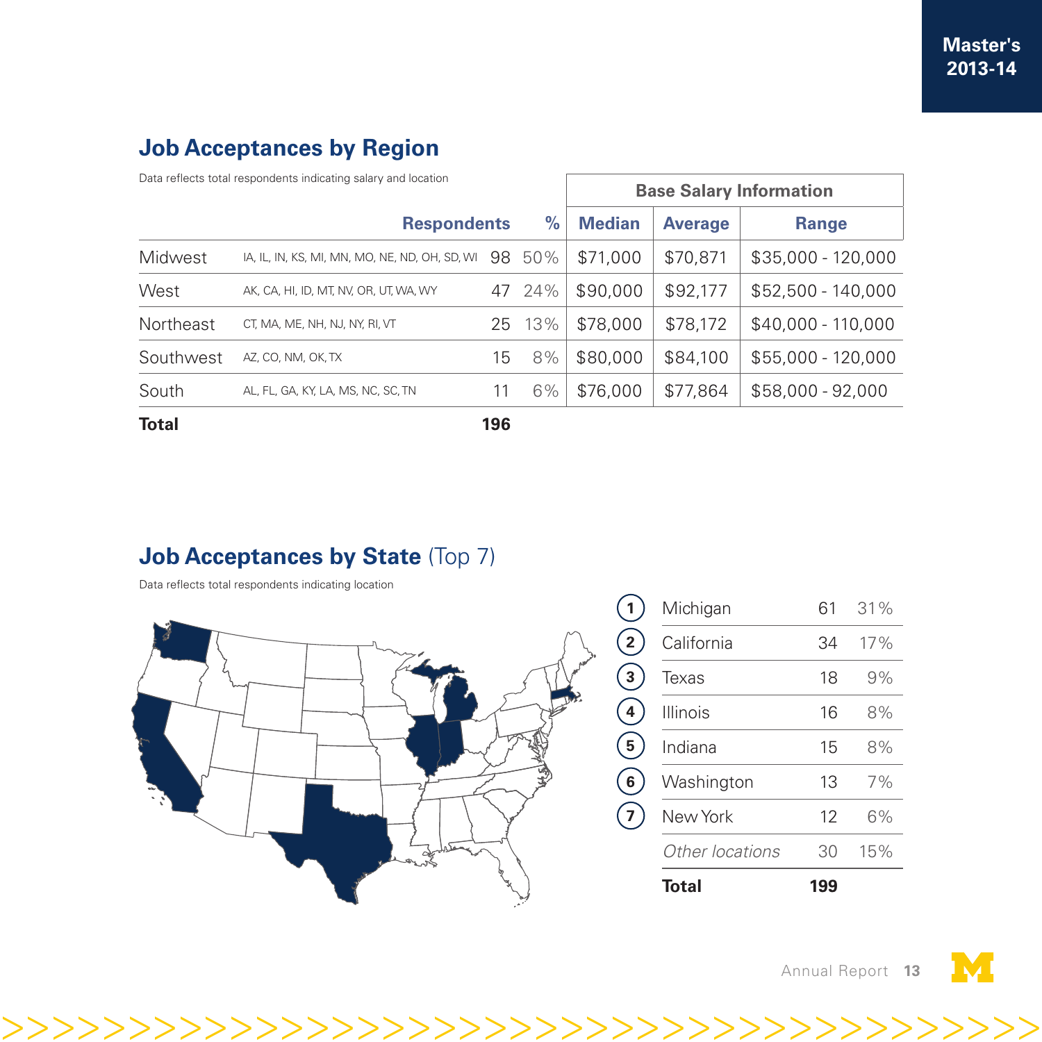## Job Acceptances by Region

Data reflects total respondents indicating salary and location

| | | Respondents | % | Base Salary Information | | |
|---|---|---|---|---|---|---|
| | | | | Median | Average | Range |
| Midwest | IA, IL, IN, KS, MI, MN, MO, NE, ND, OH, SD, WI | 98 | 50% | $71,000 | $70,871 | $35,000 - 120,000 |
| West | AK, CA, HI, ID, MT, NV, OR, UT, WA, WY | 47 | 24% | $90,000 | $92,177 | $52,500 - 140,000 |
| Northeast | CT, MA, ME, NH, NJ, NY, RI, VT | 25 | 13% | $78,000 | $78,172 | $40,000 - 110,000 |
| Southwest | AZ, CO, NM, OK, TX | 15 | 8% | $80,000 | $84,100 | $55,000 - 120,000 |
| South | AL, FL, GA, KY, LA, MS, NC, SC, TN | 11 | 6% | $76,000 | $77,864 | $58,000 - 92,000 |
| **Total** | | **196** | | | | |

## Job Acceptances by State (Top 7)

Data reflects total respondents indicating location

| Rank | State | Respondents | % |
|---|---|---|---|
| 1 | Michigan | 61 | 31% |
| 2 | California | 34 | 17% |
| 3 | Texas | 18 | 9% |
| 4 | Illinois | 16 | 8% |
| 5 | Indiana | 15 | 8% |
| 6 | Washington | 13 | 7% |
| 7 | New York | 12 | 6% |
| | *Other locations* | 30 | 15% |
| | **Total** | **199** | |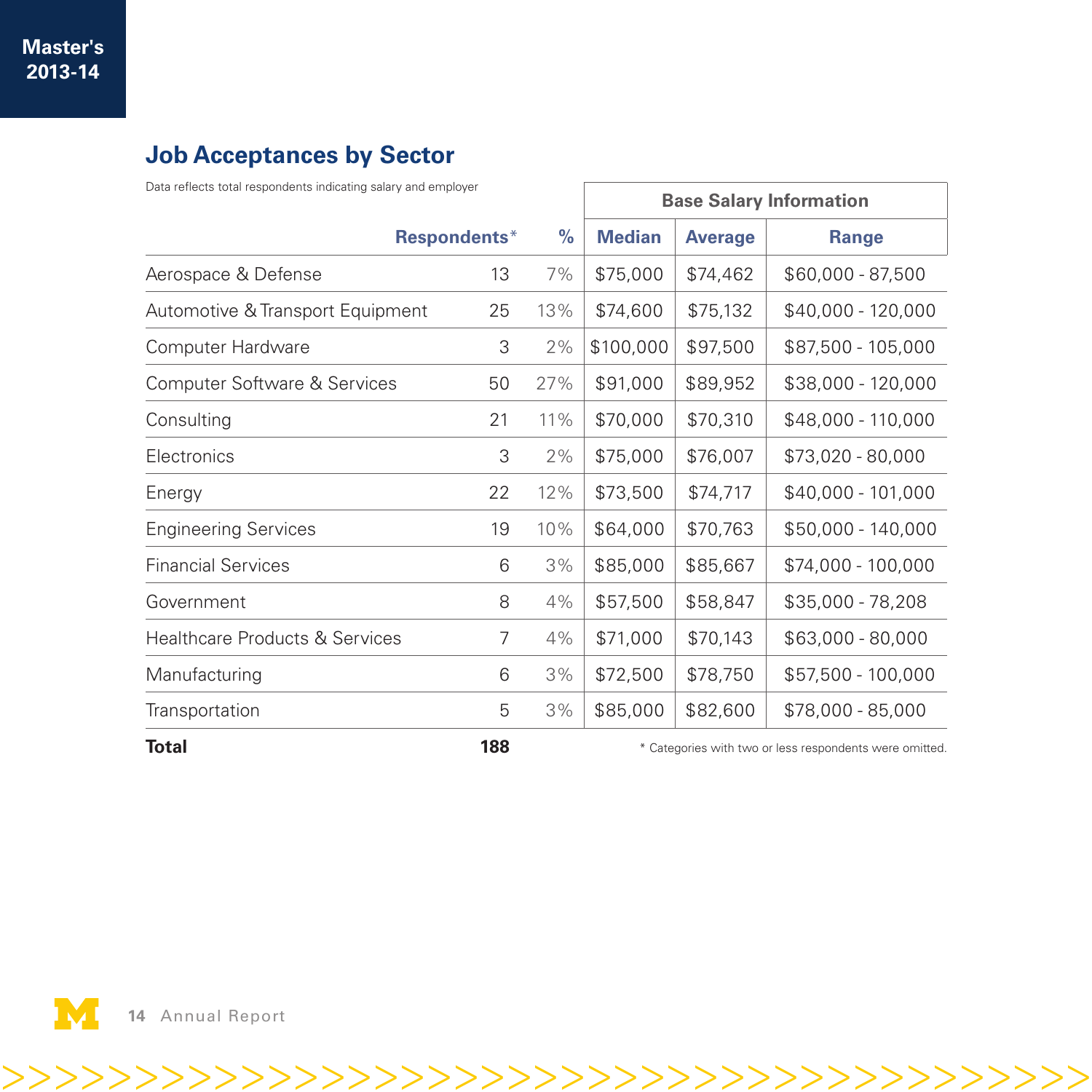Master's
2013-14

## Job Acceptances by Sector

Data reflects total respondents indicating salary and employer

| | Respondents* | % | Base Salary Information | | |
|---|---|---|---|---|---|
| | | | Median | Average | Range |
| Aerospace & Defense | 13 | 7% | $75,000 | $74,462 | $60,000 - 87,500 |
| Automotive & Transport Equipment | 25 | 13% | $74,600 | $75,132 | $40,000 - 120,000 |
| Computer Hardware | 3 | 2% | $100,000 | $97,500 | $87,500 - 105,000 |
| Computer Software & Services | 50 | 27% | $91,000 | $89,952 | $38,000 - 120,000 |
| Consulting | 21 | 11% | $70,000 | $70,310 | $48,000 - 110,000 |
| Electronics | 3 | 2% | $75,000 | $76,007 | $73,020 - 80,000 |
| Energy | 22 | 12% | $73,500 | $74,717 | $40,000 - 101,000 |
| Engineering Services | 19 | 10% | $64,000 | $70,763 | $50,000 - 140,000 |
| Financial Services | 6 | 3% | $85,000 | $85,667 | $74,000 - 100,000 |
| Government | 8 | 4% | $57,500 | $58,847 | $35,000 - 78,208 |
| Healthcare Products & Services | 7 | 4% | $71,000 | $70,143 | $63,000 - 80,000 |
| Manufacturing | 6 | 3% | $72,500 | $78,750 | $57,500 - 100,000 |
| Transportation | 5 | 3% | $85,000 | $82,600 | $78,000 - 85,000 |
| **Total** | **188** | | | | |

\* Categories with two or less respondents were omitted.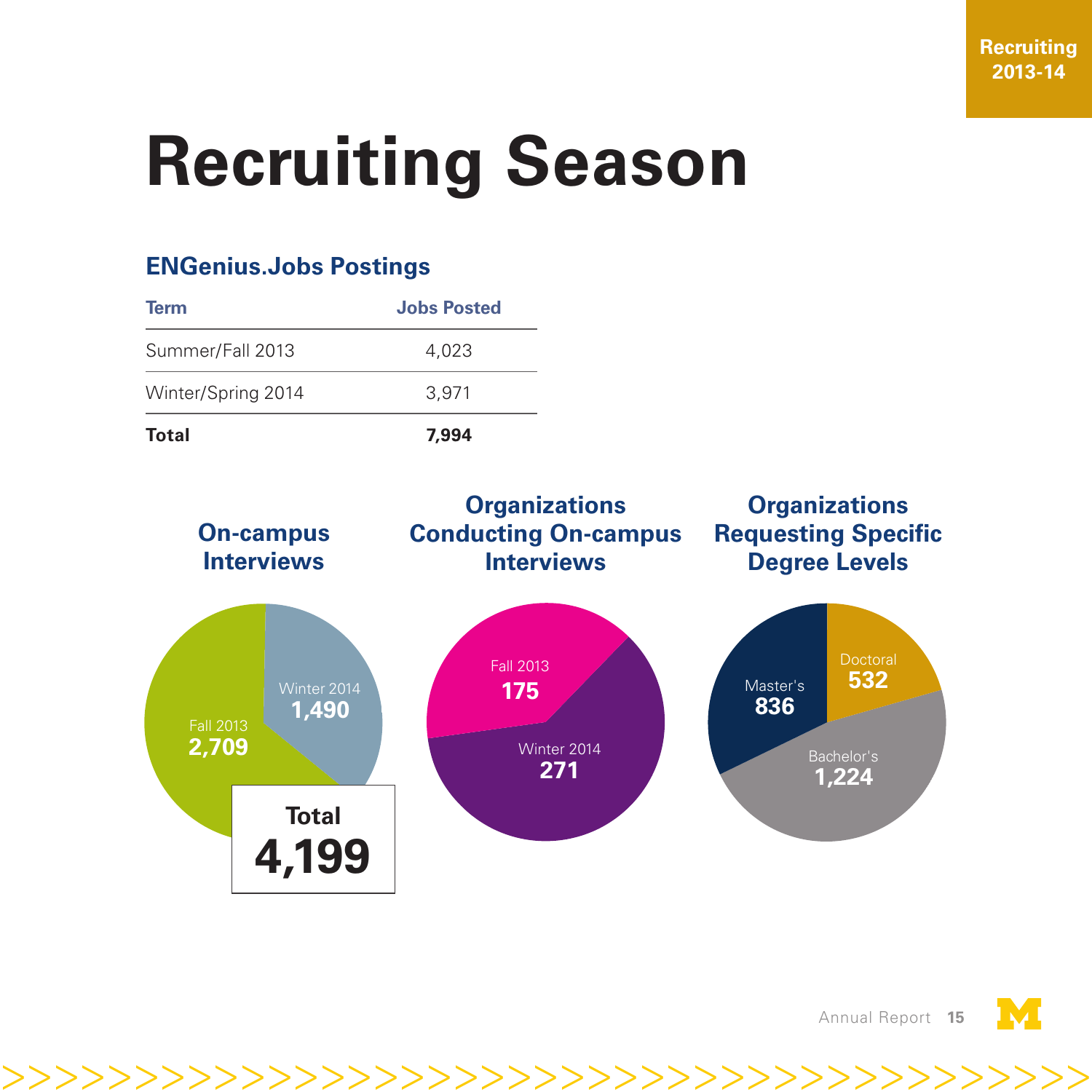# Recruiting Season

## ENGenius.Jobs Postings

| Term | Jobs Posted |
|---|---|
| Summer/Fall 2013 | 4,023 |
| Winter/Spring 2014 | 3,971 |
| **Total** | **7,994** |

### On-campus Interviews

Fall 2013 **2,709**

Winter 2014 **1,490**

**Total 4,199**

### Organizations Conducting On-campus Interviews

Fall 2013 **175**

Winter 2014 **271**

### Organizations Requesting Specific Degree Levels

Master's **836**

Doctoral **532**

Bachelor's **1,224**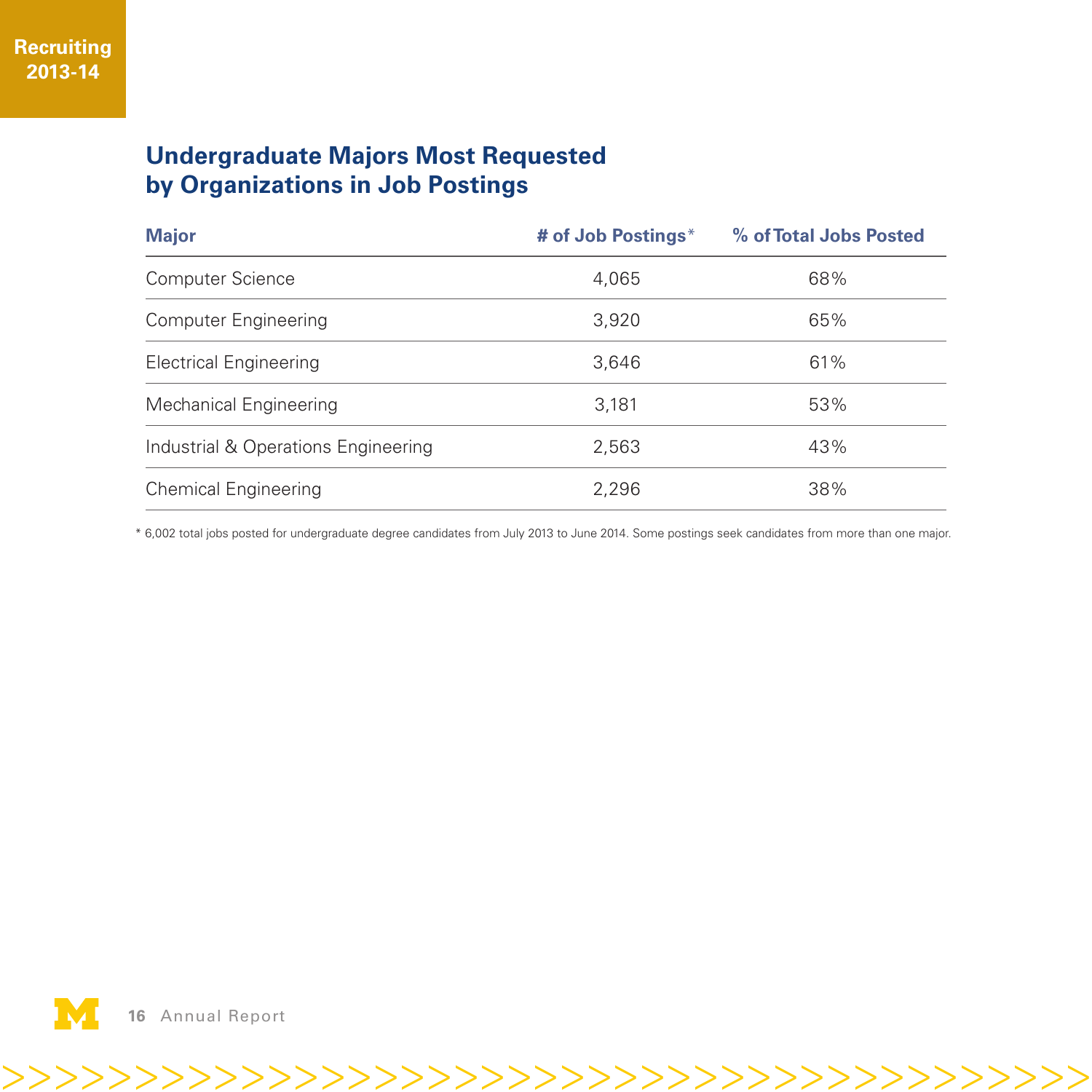Recruiting 2013-14

## Undergraduate Majors Most Requested by Organizations in Job Postings

| Major | # of Job Postings* | % of Total Jobs Posted |
|---|---|---|
| Computer Science | 4,065 | 68% |
| Computer Engineering | 3,920 | 65% |
| Electrical Engineering | 3,646 | 61% |
| Mechanical Engineering | 3,181 | 53% |
| Industrial & Operations Engineering | 2,563 | 43% |
| Chemical Engineering | 2,296 | 38% |

\* 6,002 total jobs posted for undergraduate degree candidates from July 2013 to June 2014. Some postings seek candidates from more than one major.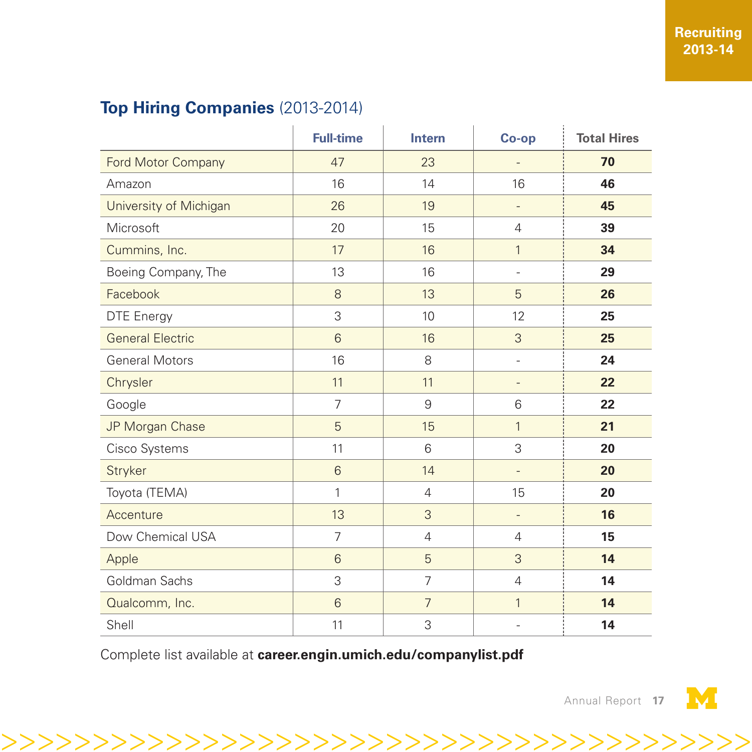## **Top Hiring Companies** (2013-2014)

| | Full-time | Intern | Co-op | Total Hires |
|---|---|---|---|---|
| Ford Motor Company | 47 | 23 | - | **70** |
| Amazon | 16 | 14 | 16 | **46** |
| University of Michigan | 26 | 19 | - | **45** |
| Microsoft | 20 | 15 | 4 | **39** |
| Cummins, Inc. | 17 | 16 | 1 | **34** |
| Boeing Company, The | 13 | 16 | - | **29** |
| Facebook | 8 | 13 | 5 | **26** |
| DTE Energy | 3 | 10 | 12 | **25** |
| General Electric | 6 | 16 | 3 | **25** |
| General Motors | 16 | 8 | - | **24** |
| Chrysler | 11 | 11 | - | **22** |
| Google | 7 | 9 | 6 | **22** |
| JP Morgan Chase | 5 | 15 | 1 | **21** |
| Cisco Systems | 11 | 6 | 3 | **20** |
| Stryker | 6 | 14 | - | **20** |
| Toyota (TEMA) | 1 | 4 | 15 | **20** |
| Accenture | 13 | 3 | - | **16** |
| Dow Chemical USA | 7 | 4 | 4 | **15** |
| Apple | 6 | 5 | 3 | **14** |
| Goldman Sachs | 3 | 7 | 4 | **14** |
| Qualcomm, Inc. | 6 | 7 | 1 | **14** |
| Shell | 11 | 3 | - | **14** |

Complete list available at **career.engin.umich.edu/companylist.pdf**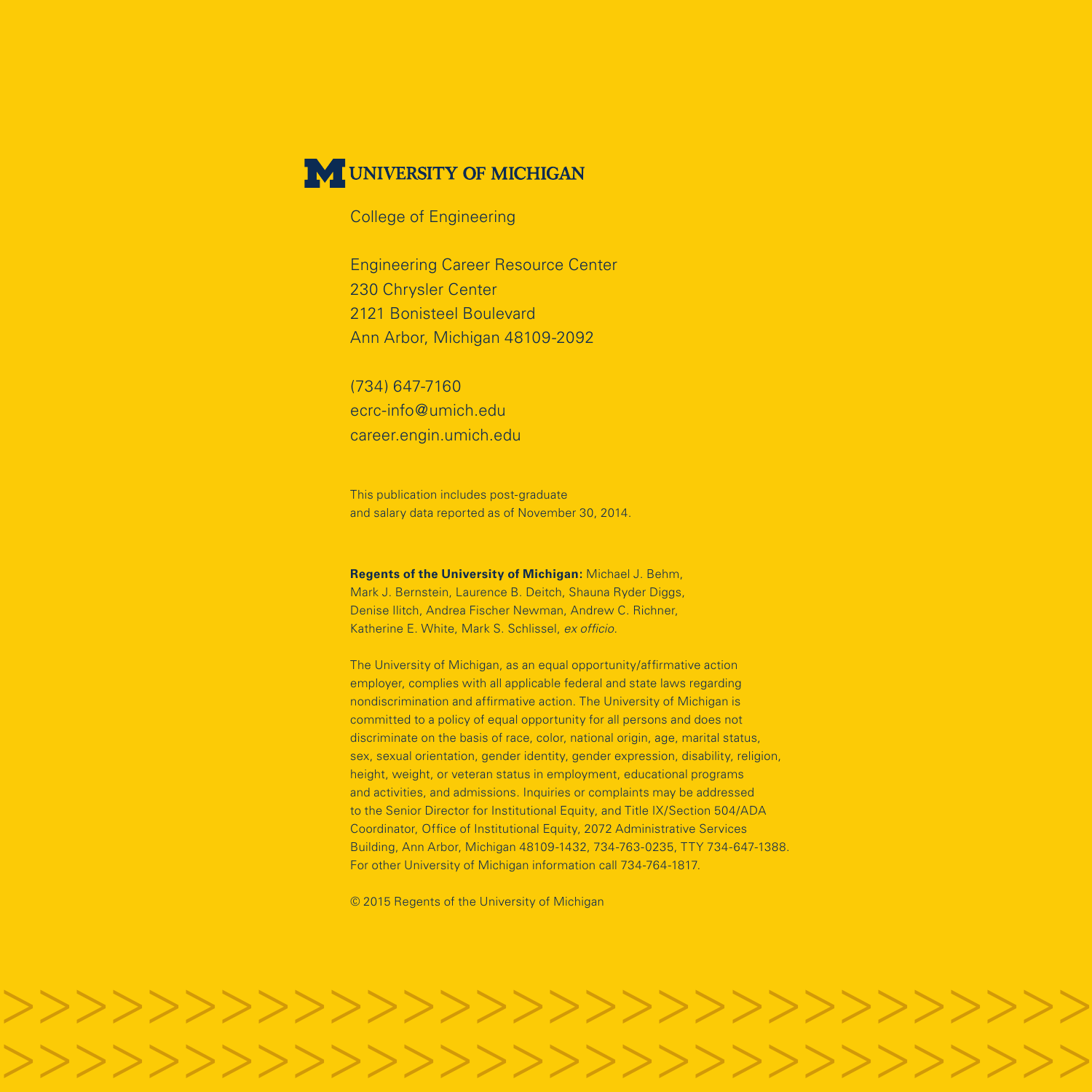UNIVERSITY OF MICHIGAN

College of Engineering

Engineering Career Resource Center
230 Chrysler Center
2121 Bonisteel Boulevard
Ann Arbor, Michigan 48109-2092

(734) 647-7160
ecrc-info@umich.edu
career.engin.umich.edu

This publication includes post-graduate
and salary data reported as of November 30, 2014.

**Regents of the University of Michigan:** Michael J. Behm, Mark J. Bernstein, Laurence B. Deitch, Shauna Ryder Diggs, Denise Ilitch, Andrea Fischer Newman, Andrew C. Richner, Katherine E. White, Mark S. Schlissel, *ex officio*.

The University of Michigan, as an equal opportunity/affirmative action employer, complies with all applicable federal and state laws regarding nondiscrimination and affirmative action. The University of Michigan is committed to a policy of equal opportunity for all persons and does not discriminate on the basis of race, color, national origin, age, marital status, sex, sexual orientation, gender identity, gender expression, disability, religion, height, weight, or veteran status in employment, educational programs and activities, and admissions. Inquiries or complaints may be addressed to the Senior Director for Institutional Equity, and Title IX/Section 504/ADA Coordinator, Office of Institutional Equity, 2072 Administrative Services Building, Ann Arbor, Michigan 48109-1432, 734-763-0235, TTY 734-647-1388. For other University of Michigan information call 734-764-1817.

© 2015 Regents of the University of Michigan